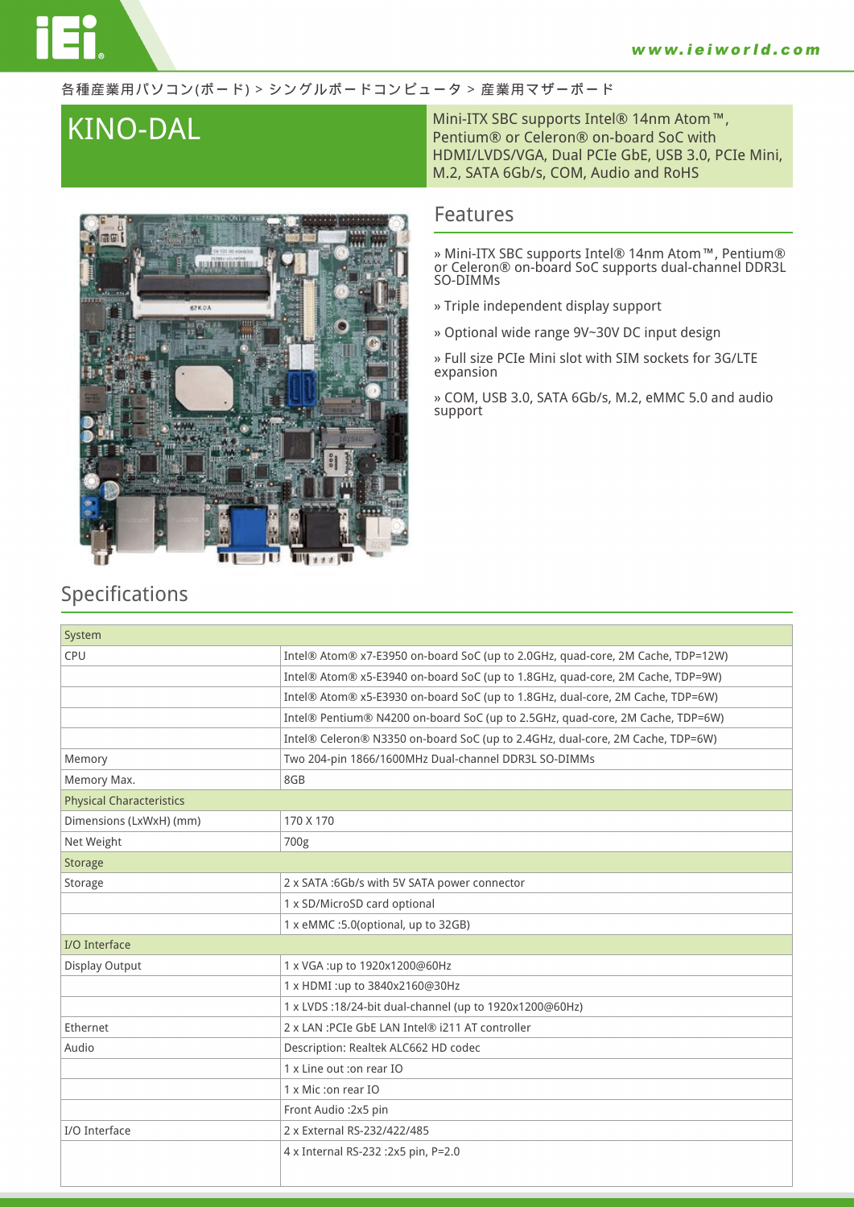各種産業用パソコン(ボード) > シングルボードコンピュータ > 産業用マザーボード

# KINO-DAL

Mini-ITX SBC supports Intel® 14nm Atom™, Pentium® or Celeron® on-board SoC with HDMI/LVDS/VGA, Dual PCIe GbE, USB 3.0, PCIe Mini, M.2, SATA 6Gb/s, COM, Audio and RoHS

## Features

» Mini-ITX SBC supports Intel® 14nm Atom™, Pentium® or Celeron® on-board SoC supports dual-channel DDR3L SO-DIMMs

» Triple independent display support

» Optional wide range 9V~30V DC input design

» Full size PCIe Mini slot with SIM sockets for 3G/LTE expansion

» COM, USB 3.0, SATA 6Gb/s, M.2, eMMC 5.0 and audio support

## Specifications

| System | |
|---|---|
| CPU | Intel® Atom® x7-E3950 on-board SoC (up to 2.0GHz, quad-core, 2M Cache, TDP=12W) |
| | Intel® Atom® x5-E3940 on-board SoC (up to 1.8GHz, quad-core, 2M Cache, TDP=9W) |
| | Intel® Atom® x5-E3930 on-board SoC (up to 1.8GHz, dual-core, 2M Cache, TDP=6W) |
| | Intel® Pentium® N4200 on-board SoC (up to 2.5GHz, quad-core, 2M Cache, TDP=6W) |
| | Intel® Celeron® N3350 on-board SoC (up to 2.4GHz, dual-core, 2M Cache, TDP=6W) |
| Memory | Two 204-pin 1866/1600MHz Dual-channel DDR3L SO-DIMMs |
| Memory Max. | 8GB |
| Physical Characteristics | |
| Dimensions (LxWxH) (mm) | 170 X 170 |
| Net Weight | 700g |
| Storage | |
| Storage | 2 x SATA :6Gb/s with 5V SATA power connector |
| | 1 x SD/MicroSD card optional |
| | 1 x eMMC :5.0(optional, up to 32GB) |
| I/O Interface | |
| Display Output | 1 x VGA :up to 1920x1200@60Hz |
| | 1 x HDMI :up to 3840x2160@30Hz |
| | 1 x LVDS :18/24-bit dual-channel (up to 1920x1200@60Hz) |
| Ethernet | 2 x LAN :PCIe GbE LAN Intel® i211 AT controller |
| Audio | Description: Realtek ALC662 HD codec |
| | 1 x Line out :on rear IO |
| | 1 x Mic :on rear IO |
| | Front Audio :2x5 pin |
| I/O Interface | 2 x External RS-232/422/485 |
| | 4 x Internal RS-232 :2x5 pin, P=2.0 |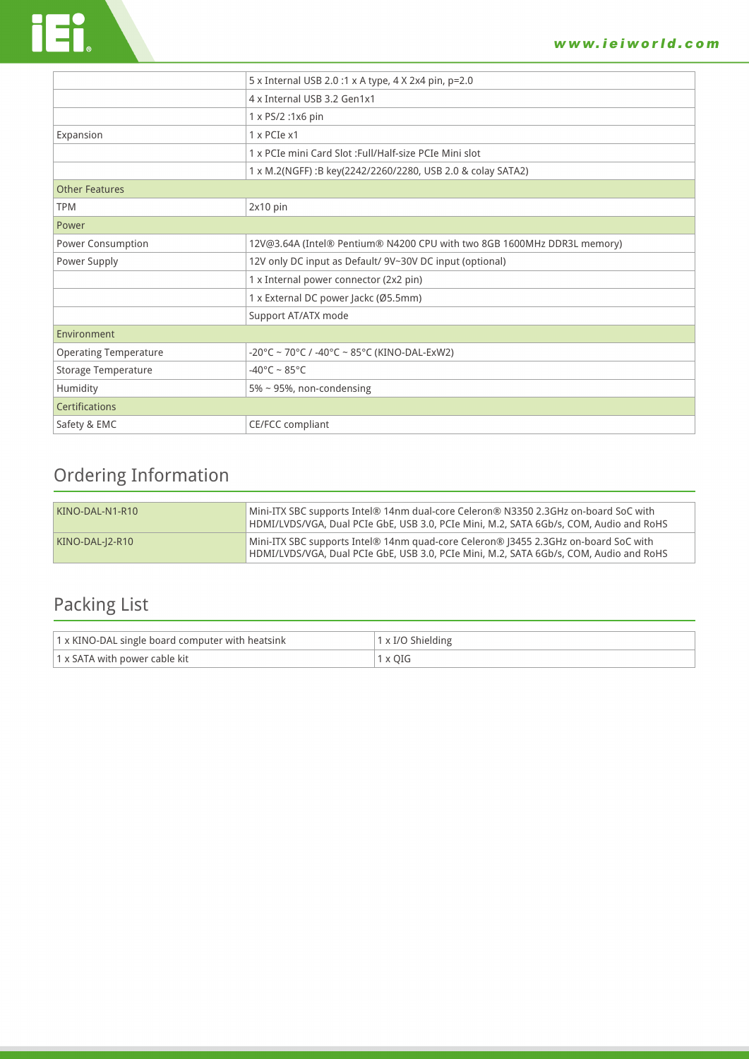| | |
|---|---|
| | 5 x Internal USB 2.0 :1 x A type, 4 X 2x4 pin, p=2.0 |
| | 4 x Internal USB 3.2 Gen1x1 |
| | 1 x PS/2 :1x6 pin |
| Expansion | 1 x PCIe x1 |
| | 1 x PCIe mini Card Slot :Full/Half-size PCIe Mini slot |
| | 1 x M.2(NGFF) :B key(2242/2260/2280, USB 2.0 & colay SATA2) |
| Other Features | |
| TPM | 2x10 pin |
| Power | |
| Power Consumption | 12V@3.64A (Intel® Pentium® N4200 CPU with two 8GB 1600MHz DDR3L memory) |
| Power Supply | 12V only DC input as Default/ 9V~30V DC input (optional) |
| | 1 x Internal power connector (2x2 pin) |
| | 1 x External DC power Jackc (Ø5.5mm) |
| | Support AT/ATX mode |
| Environment | |
| Operating Temperature | -20°C ~ 70°C / -40°C ~ 85°C (KINO-DAL-ExW2) |
| Storage Temperature | -40°C ~ 85°C |
| Humidity | 5% ~ 95%, non-condensing |
| Certifications | |
| Safety & EMC | CE/FCC compliant |

## Ordering Information

| | |
|---|---|
| KINO-DAL-N1-R10 | Mini-ITX SBC supports Intel® 14nm dual-core Celeron® N3350 2.3GHz on-board SoC with HDMI/LVDS/VGA, Dual PCIe GbE, USB 3.0, PCIe Mini, M.2, SATA 6Gb/s, COM, Audio and RoHS |
| KINO-DAL-J2-R10 | Mini-ITX SBC supports Intel® 14nm quad-core Celeron® J3455 2.3GHz on-board SoC with HDMI/LVDS/VGA, Dual PCIe GbE, USB 3.0, PCIe Mini, M.2, SATA 6Gb/s, COM, Audio and RoHS |

## Packing List

| | |
|---|---|
| 1 x KINO-DAL single board computer with heatsink | 1 x I/O Shielding |
| 1 x SATA with power cable kit | 1 x QIG |